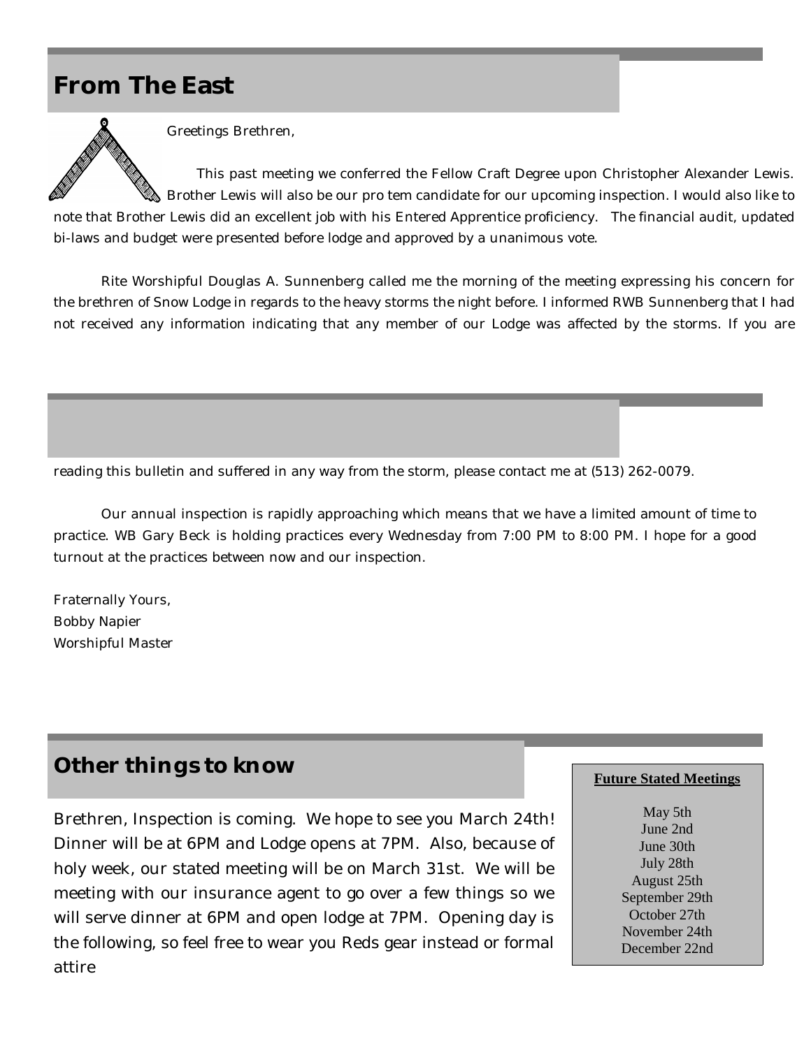## From The East

Greetings Brethren,

This past meeting we conferred the Fellow Craft Degree upon Christopher Alexander Lewis. Brother Lewis will also be our pro tem candidate for our upcoming inspection. I would also like to note that Brother Lewis did an excellent job with his Entered Apprentice proficiency. The financial audit, updated bi-laws and budget were presented before lodge and approved by a unanimous vote.

Rite Worshipful Douglas A. Sunnenberg called me the morning of the meeting expressing his concern for the brethren of Snow Lodge in regards to the heavy storms the night before. I informed RWB Sunnenberg that I had not received any information indicating that any member of our Lodge was affected by the storms. If you are reading this bulletin and suffered in any way from the storm, please contact me at (513) 262-0079.

Our annual inspection is rapidly approaching which means that we have a limited amount of time to practice. WB Gary Beck is holding practices every Wednesday from 7:00 PM to 8:00 PM. I hope for a good turnout at the practices between now and our inspection.

Fraternally Yours,
Bobby Napier
Worshipful Master

## Other things to know

Brethren, Inspection is coming. We hope to see you March 24th! Dinner will be at 6PM and Lodge opens at 7PM. Also, because of holy week, our stated meeting will be on March 31st. We will be meeting with our insurance agent to go over a few things so we will serve dinner at 6PM and open lodge at 7PM. Opening day is the following, so feel free to wear you Reds gear instead or formal attire

**Future Stated Meetings**

May 5th
June 2nd
June 30th
July 28th
August 25th
September 29th
October 27th
November 24th
December 22nd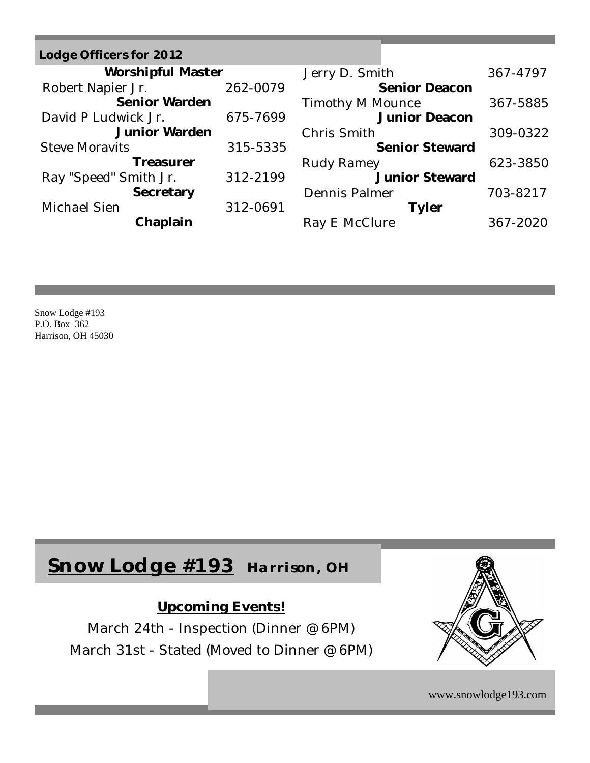## Lodge Officers for 2012

| | |
|---|---|
| **Worshipful Master** | |
| Robert Napier Jr. | 262-0079 |
| **Senior Warden** | |
| David P Ludwick Jr. | 675-7699 |
| **Junior Warden** | |
| Steve Moravits | 315-5335 |
| **Treasurer** | |
| Ray "Speed" Smith Jr. | 312-2199 |
| **Secretary** | |
| Michael Sien | 312-0691 |
| **Chaplain** | |
| Jerry D. Smith | 367-4797 |
| **Senior Deacon** | |
| Timothy M Mounce | 367-5885 |
| **Junior Deacon** | |
| Chris Smith | 309-0322 |
| **Senior Steward** | |
| Rudy Ramey | 623-3850 |
| **Junior Steward** | |
| Dennis Palmer | 703-8217 |
| **Tyler** | |
| Ray E McClure | 367-2020 |

Snow Lodge #193
P.O. Box 362
Harrison, OH 45030

# Snow Lodge #193 **Harrison, OH**

**Upcoming Events!**

March 24th - Inspection (Dinner @ 6PM)

March 31st - Stated (Moved to Dinner @ 6PM)

www.snowlodge193.com